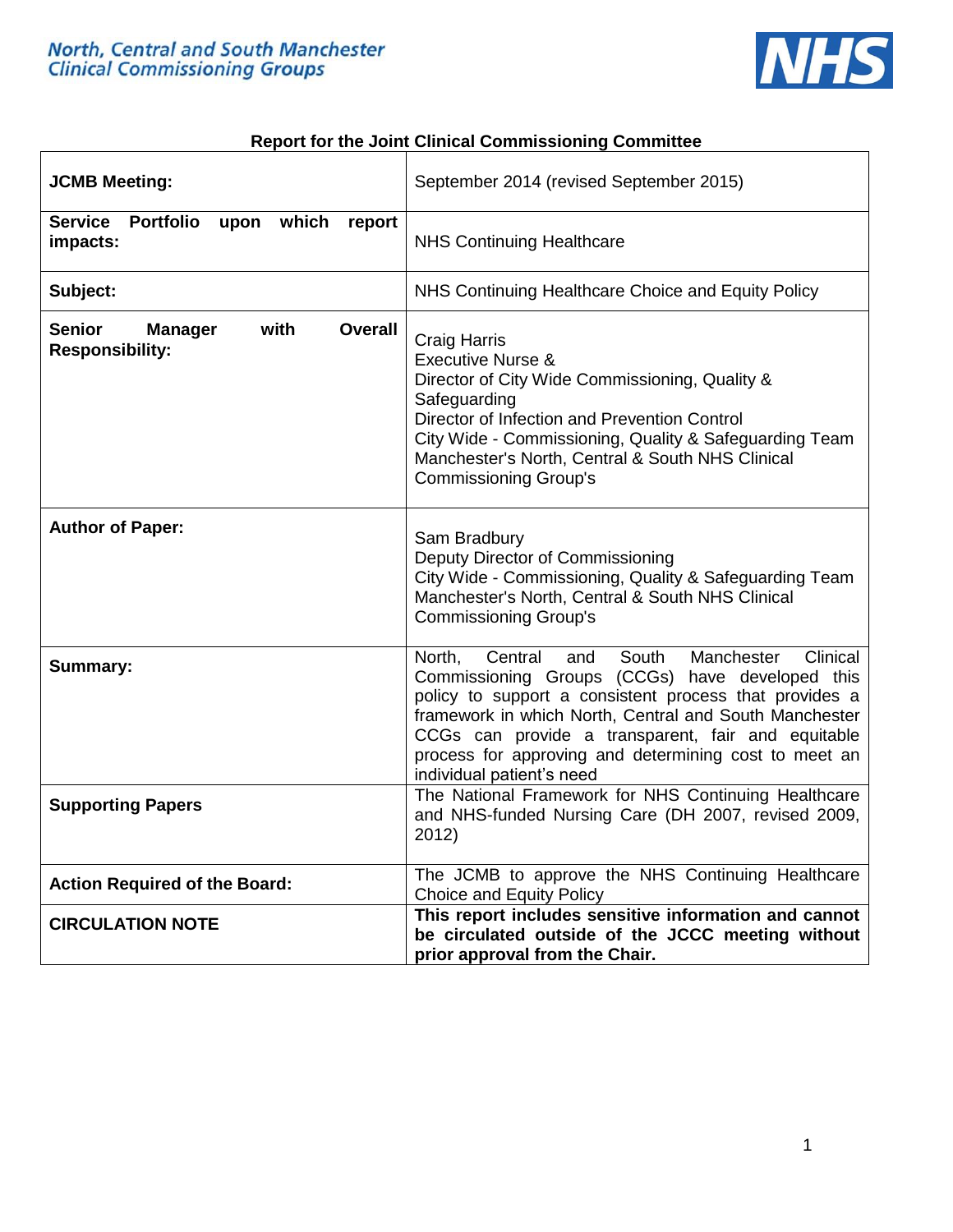North, Central and South Manchester
Clinical Commissioning Groups

NHS

**Report for the Joint Clinical Commissioning Committee**

| | |
|---|---|
| **JCMB Meeting:** | September 2014 (revised September 2015) |
| **Service Portfolio upon which report impacts:** | NHS Continuing Healthcare |
| **Subject:** | NHS Continuing Healthcare Choice and Equity Policy |
| **Senior Manager with Overall Responsibility:** | Craig Harris<br>Executive Nurse &<br>Director of City Wide Commissioning, Quality & Safeguarding<br>Director of Infection and Prevention Control<br>City Wide - Commissioning, Quality & Safeguarding Team<br>Manchester's North, Central & South NHS Clinical Commissioning Group's |
| **Author of Paper:** | Sam Bradbury<br>Deputy Director of Commissioning<br>City Wide - Commissioning, Quality & Safeguarding Team<br>Manchester's North, Central & South NHS Clinical Commissioning Group's |
| **Summary:** | North, Central and South Manchester Clinical Commissioning Groups (CCGs) have developed this policy to support a consistent process that provides a framework in which North, Central and South Manchester CCGs can provide a transparent, fair and equitable process for approving and determining cost to meet an individual patient's need |
| **Supporting Papers** | The National Framework for NHS Continuing Healthcare and NHS-funded Nursing Care (DH 2007, revised 2009, 2012) |
| **Action Required of the Board:** | The JCMB to approve the NHS Continuing Healthcare Choice and Equity Policy |
| **CIRCULATION NOTE** | **This report includes sensitive information and cannot be circulated outside of the JCCC meeting without prior approval from the Chair.** |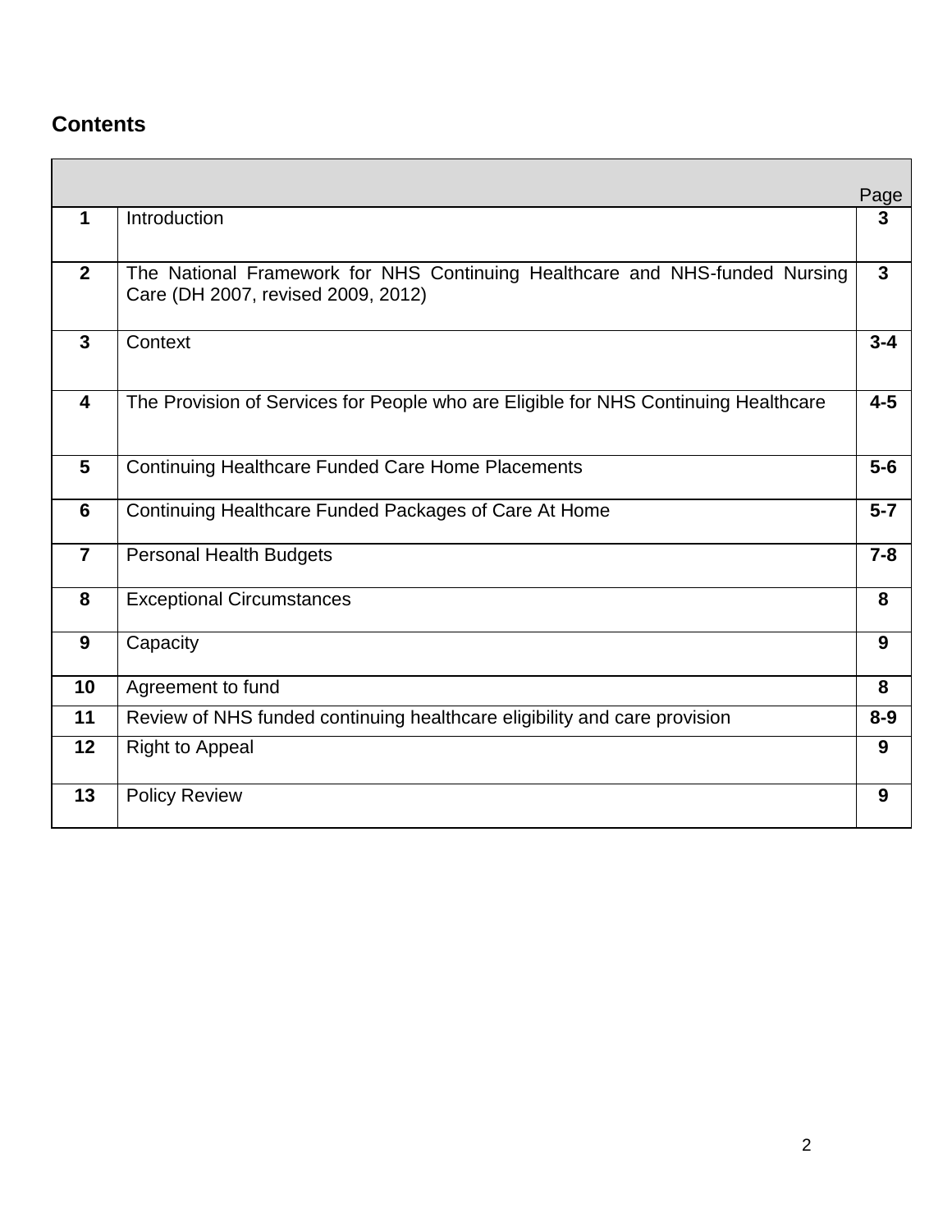## Contents

| | | Page |
|---|---|---|
| **1** | Introduction | **3** |
| **2** | The National Framework for NHS Continuing Healthcare and NHS-funded Nursing Care (DH 2007, revised 2009, 2012) | **3** |
| **3** | Context | **3-4** |
| **4** | The Provision of Services for People who are Eligible for NHS Continuing Healthcare | **4-5** |
| **5** | Continuing Healthcare Funded Care Home Placements | **5-6** |
| **6** | Continuing Healthcare Funded Packages of Care At Home | **5-7** |
| **7** | Personal Health Budgets | **7-8** |
| **8** | Exceptional Circumstances | **8** |
| **9** | Capacity | **9** |
| **10** | Agreement to fund | **8** |
| **11** | Review of NHS funded continuing healthcare eligibility and care provision | **8-9** |
| **12** | Right to Appeal | **9** |
| **13** | Policy Review | **9** |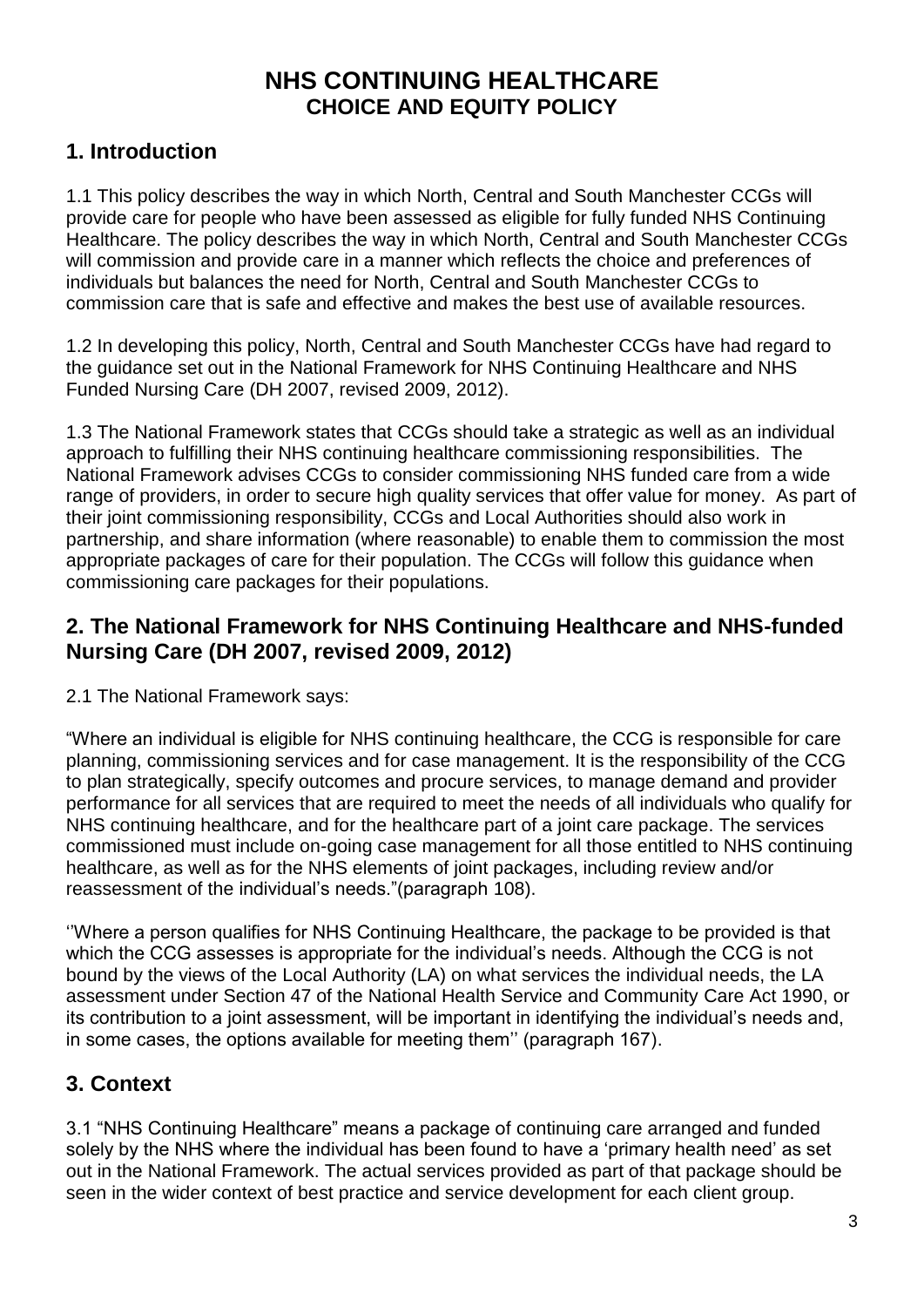# NHS CONTINUING HEALTHCARE
## CHOICE AND EQUITY POLICY

## 1. Introduction

1.1 This policy describes the way in which North, Central and South Manchester CCGs will provide care for people who have been assessed as eligible for fully funded NHS Continuing Healthcare. The policy describes the way in which North, Central and South Manchester CCGs will commission and provide care in a manner which reflects the choice and preferences of individuals but balances the need for North, Central and South Manchester CCGs to commission care that is safe and effective and makes the best use of available resources.

1.2 In developing this policy, North, Central and South Manchester CCGs have had regard to the guidance set out in the National Framework for NHS Continuing Healthcare and NHS Funded Nursing Care (DH 2007, revised 2009, 2012).

1.3 The National Framework states that CCGs should take a strategic as well as an individual approach to fulfilling their NHS continuing healthcare commissioning responsibilities. The National Framework advises CCGs to consider commissioning NHS funded care from a wide range of providers, in order to secure high quality services that offer value for money. As part of their joint commissioning responsibility, CCGs and Local Authorities should also work in partnership, and share information (where reasonable) to enable them to commission the most appropriate packages of care for their population. The CCGs will follow this guidance when commissioning care packages for their populations.

## 2. The National Framework for NHS Continuing Healthcare and NHS-funded Nursing Care (DH 2007, revised 2009, 2012)

2.1 The National Framework says:

"Where an individual is eligible for NHS continuing healthcare, the CCG is responsible for care planning, commissioning services and for case management. It is the responsibility of the CCG to plan strategically, specify outcomes and procure services, to manage demand and provider performance for all services that are required to meet the needs of all individuals who qualify for NHS continuing healthcare, and for the healthcare part of a joint care package. The services commissioned must include on-going case management for all those entitled to NHS continuing healthcare, as well as for the NHS elements of joint packages, including review and/or reassessment of the individual's needs."(paragraph 108).

''Where a person qualifies for NHS Continuing Healthcare, the package to be provided is that which the CCG assesses is appropriate for the individual's needs. Although the CCG is not bound by the views of the Local Authority (LA) on what services the individual needs, the LA assessment under Section 47 of the National Health Service and Community Care Act 1990, or its contribution to a joint assessment, will be important in identifying the individual's needs and, in some cases, the options available for meeting them'' (paragraph 167).

## 3. Context

3.1 "NHS Continuing Healthcare" means a package of continuing care arranged and funded solely by the NHS where the individual has been found to have a 'primary health need' as set out in the National Framework. The actual services provided as part of that package should be seen in the wider context of best practice and service development for each client group.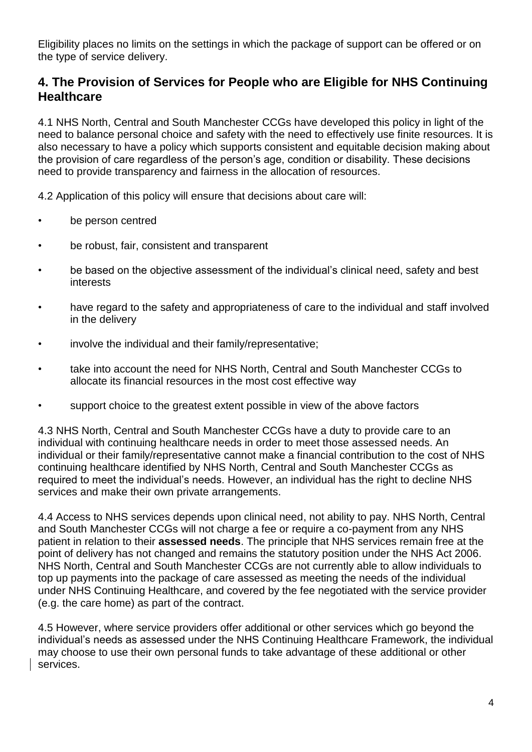Eligibility places no limits on the settings in which the package of support can be offered or on the type of service delivery.

## 4. The Provision of Services for People who are Eligible for NHS Continuing Healthcare

4.1 NHS North, Central and South Manchester CCGs have developed this policy in light of the need to balance personal choice and safety with the need to effectively use finite resources. It is also necessary to have a policy which supports consistent and equitable decision making about the provision of care regardless of the person's age, condition or disability. These decisions need to provide transparency and fairness in the allocation of resources.

4.2 Application of this policy will ensure that decisions about care will:

- be person centred
- be robust, fair, consistent and transparent
- be based on the objective assessment of the individual's clinical need, safety and best interests
- have regard to the safety and appropriateness of care to the individual and staff involved in the delivery
- involve the individual and their family/representative;
- take into account the need for NHS North, Central and South Manchester CCGs to allocate its financial resources in the most cost effective way
- support choice to the greatest extent possible in view of the above factors

4.3 NHS North, Central and South Manchester CCGs have a duty to provide care to an individual with continuing healthcare needs in order to meet those assessed needs. An individual or their family/representative cannot make a financial contribution to the cost of NHS continuing healthcare identified by NHS North, Central and South Manchester CCGs as required to meet the individual's needs. However, an individual has the right to decline NHS services and make their own private arrangements.

4.4 Access to NHS services depends upon clinical need, not ability to pay. NHS North, Central and South Manchester CCGs will not charge a fee or require a co-payment from any NHS patient in relation to their **assessed needs**. The principle that NHS services remain free at the point of delivery has not changed and remains the statutory position under the NHS Act 2006. NHS North, Central and South Manchester CCGs are not currently able to allow individuals to top up payments into the package of care assessed as meeting the needs of the individual under NHS Continuing Healthcare, and covered by the fee negotiated with the service provider (e.g. the care home) as part of the contract.

4.5 However, where service providers offer additional or other services which go beyond the individual's needs as assessed under the NHS Continuing Healthcare Framework, the individual may choose to use their own personal funds to take advantage of these additional or other services.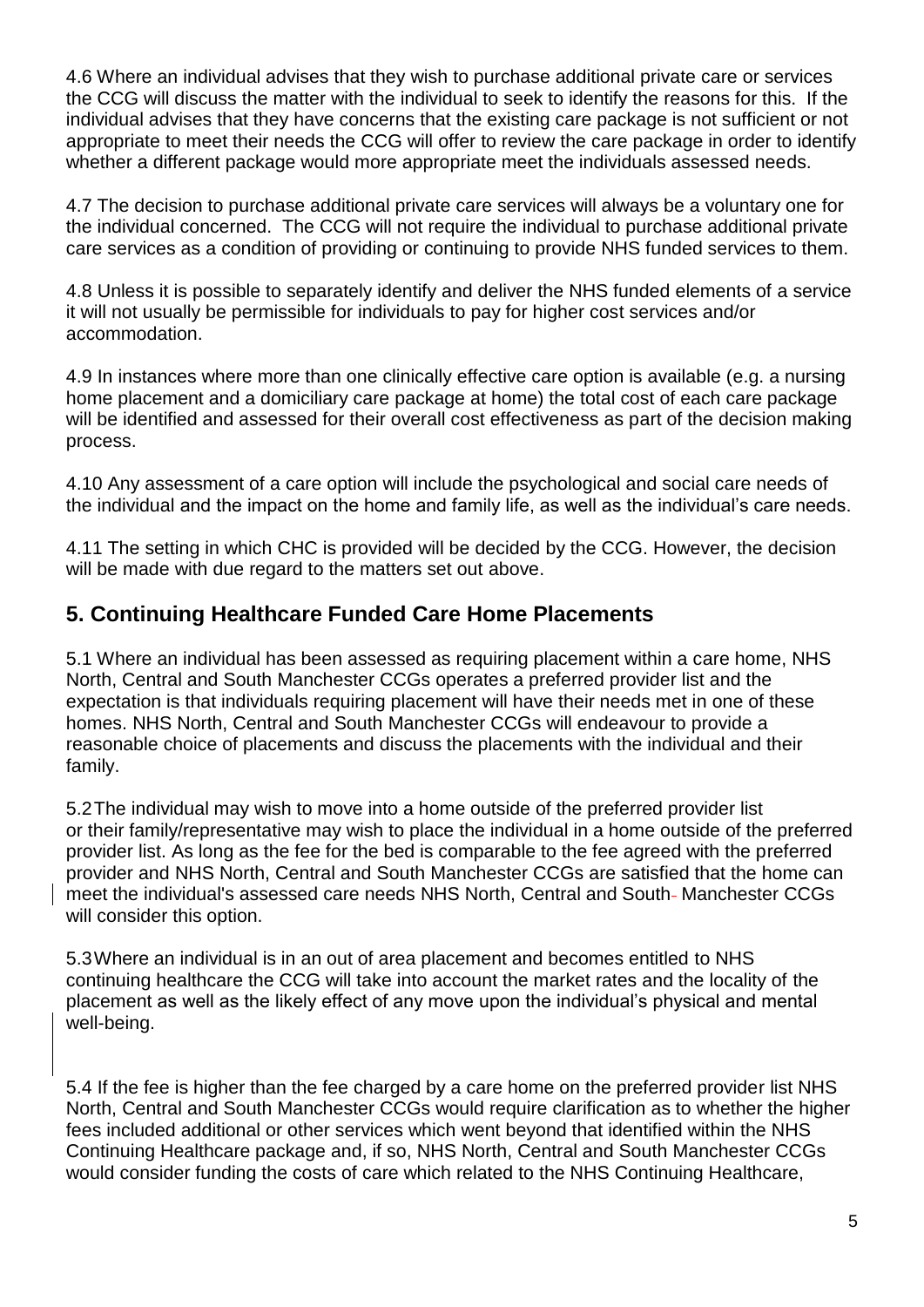4.6 Where an individual advises that they wish to purchase additional private care or services the CCG will discuss the matter with the individual to seek to identify the reasons for this. If the individual advises that they have concerns that the existing care package is not sufficient or not appropriate to meet their needs the CCG will offer to review the care package in order to identify whether a different package would more appropriate meet the individuals assessed needs.

4.7 The decision to purchase additional private care services will always be a voluntary one for the individual concerned. The CCG will not require the individual to purchase additional private care services as a condition of providing or continuing to provide NHS funded services to them.

4.8 Unless it is possible to separately identify and deliver the NHS funded elements of a service it will not usually be permissible for individuals to pay for higher cost services and/or accommodation.

4.9 In instances where more than one clinically effective care option is available (e.g. a nursing home placement and a domiciliary care package at home) the total cost of each care package will be identified and assessed for their overall cost effectiveness as part of the decision making process.

4.10 Any assessment of a care option will include the psychological and social care needs of the individual and the impact on the home and family life, as well as the individual's care needs.

4.11 The setting in which CHC is provided will be decided by the CCG. However, the decision will be made with due regard to the matters set out above.

## 5. Continuing Healthcare Funded Care Home Placements

5.1 Where an individual has been assessed as requiring placement within a care home, NHS North, Central and South Manchester CCGs operates a preferred provider list and the expectation is that individuals requiring placement will have their needs met in one of these homes. NHS North, Central and South Manchester CCGs will endeavour to provide a reasonable choice of placements and discuss the placements with the individual and their family.

5.2 The individual may wish to move into a home outside of the preferred provider list or their family/representative may wish to place the individual in a home outside of the preferred provider list. As long as the fee for the bed is comparable to the fee agreed with the preferred provider and NHS North, Central and South Manchester CCGs are satisfied that the home can meet the individual's assessed care needs NHS North, Central and South Manchester CCGs will consider this option.

5.3 Where an individual is in an out of area placement and becomes entitled to NHS continuing healthcare the CCG will take into account the market rates and the locality of the placement as well as the likely effect of any move upon the individual's physical and mental well-being.

5.4 If the fee is higher than the fee charged by a care home on the preferred provider list NHS North, Central and South Manchester CCGs would require clarification as to whether the higher fees included additional or other services which went beyond that identified within the NHS Continuing Healthcare package and, if so, NHS North, Central and South Manchester CCGs would consider funding the costs of care which related to the NHS Continuing Healthcare,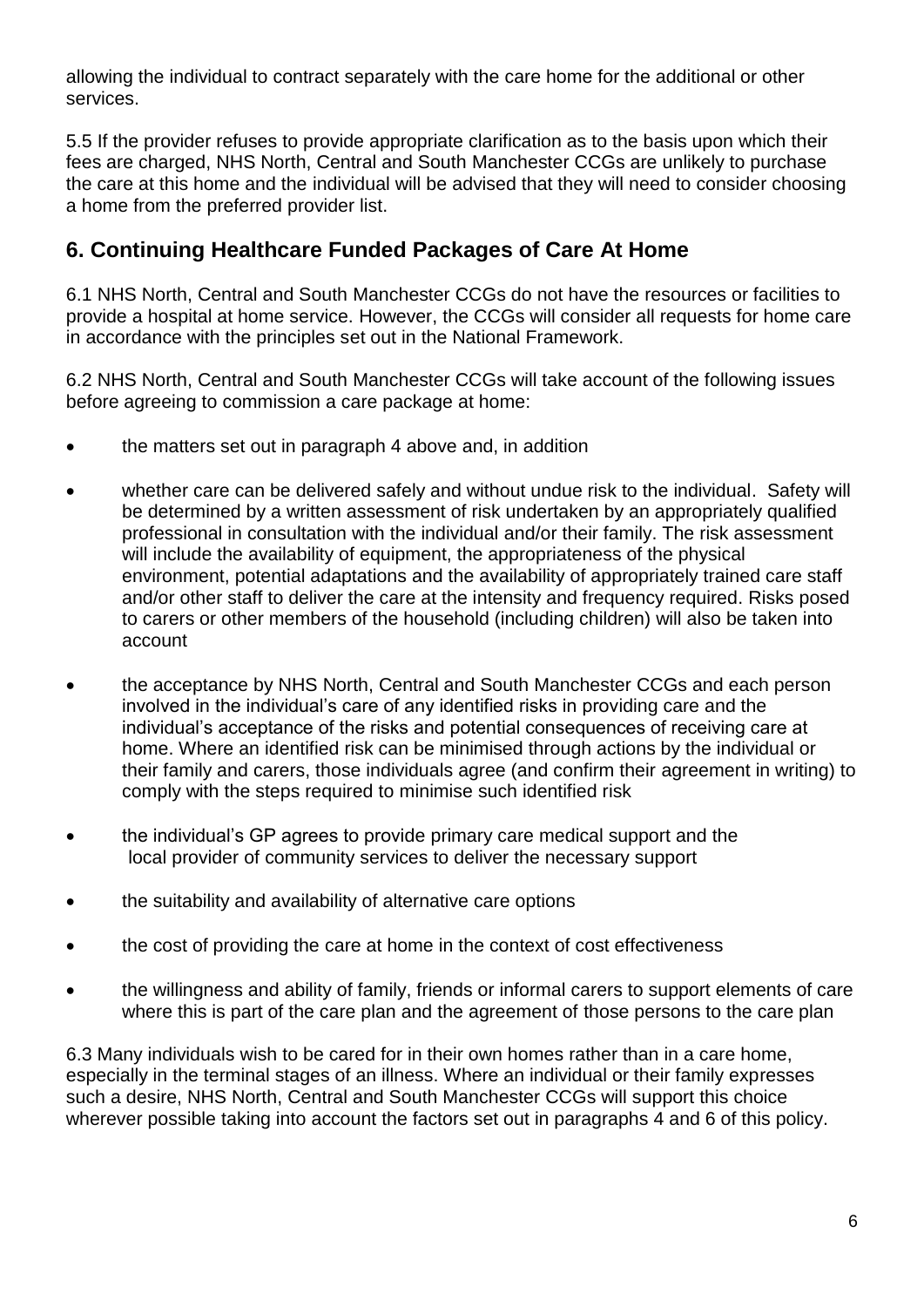allowing the individual to contract separately with the care home for the additional or other services.

5.5 If the provider refuses to provide appropriate clarification as to the basis upon which their fees are charged, NHS North, Central and South Manchester CCGs are unlikely to purchase the care at this home and the individual will be advised that they will need to consider choosing a home from the preferred provider list.

## 6. Continuing Healthcare Funded Packages of Care At Home

6.1 NHS North, Central and South Manchester CCGs do not have the resources or facilities to provide a hospital at home service. However, the CCGs will consider all requests for home care in accordance with the principles set out in the National Framework.

6.2 NHS North, Central and South Manchester CCGs will take account of the following issues before agreeing to commission a care package at home:

- the matters set out in paragraph 4 above and, in addition
- whether care can be delivered safely and without undue risk to the individual. Safety will be determined by a written assessment of risk undertaken by an appropriately qualified professional in consultation with the individual and/or their family. The risk assessment will include the availability of equipment, the appropriateness of the physical environment, potential adaptations and the availability of appropriately trained care staff and/or other staff to deliver the care at the intensity and frequency required. Risks posed to carers or other members of the household (including children) will also be taken into account
- the acceptance by NHS North, Central and South Manchester CCGs and each person involved in the individual's care of any identified risks in providing care and the individual's acceptance of the risks and potential consequences of receiving care at home. Where an identified risk can be minimised through actions by the individual or their family and carers, those individuals agree (and confirm their agreement in writing) to comply with the steps required to minimise such identified risk
- the individual's GP agrees to provide primary care medical support and the local provider of community services to deliver the necessary support
- the suitability and availability of alternative care options
- the cost of providing the care at home in the context of cost effectiveness
- the willingness and ability of family, friends or informal carers to support elements of care where this is part of the care plan and the agreement of those persons to the care plan

6.3 Many individuals wish to be cared for in their own homes rather than in a care home, especially in the terminal stages of an illness. Where an individual or their family expresses such a desire, NHS North, Central and South Manchester CCGs will support this choice wherever possible taking into account the factors set out in paragraphs 4 and 6 of this policy.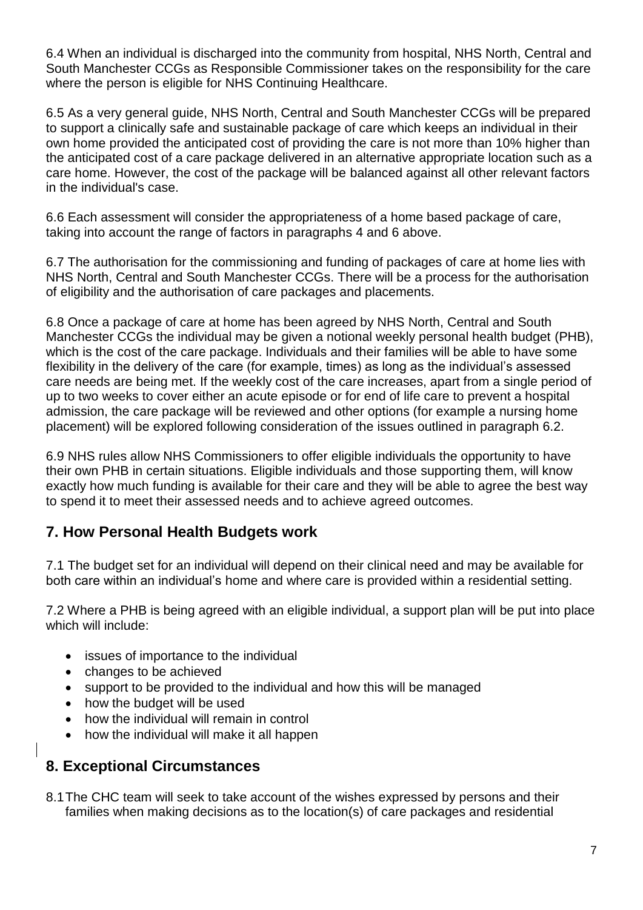6.4 When an individual is discharged into the community from hospital, NHS North, Central and South Manchester CCGs as Responsible Commissioner takes on the responsibility for the care where the person is eligible for NHS Continuing Healthcare.

6.5 As a very general guide, NHS North, Central and South Manchester CCGs will be prepared to support a clinically safe and sustainable package of care which keeps an individual in their own home provided the anticipated cost of providing the care is not more than 10% higher than the anticipated cost of a care package delivered in an alternative appropriate location such as a care home. However, the cost of the package will be balanced against all other relevant factors in the individual's case.

6.6 Each assessment will consider the appropriateness of a home based package of care, taking into account the range of factors in paragraphs 4 and 6 above.

6.7 The authorisation for the commissioning and funding of packages of care at home lies with NHS North, Central and South Manchester CCGs. There will be a process for the authorisation of eligibility and the authorisation of care packages and placements.

6.8 Once a package of care at home has been agreed by NHS North, Central and South Manchester CCGs the individual may be given a notional weekly personal health budget (PHB), which is the cost of the care package. Individuals and their families will be able to have some flexibility in the delivery of the care (for example, times) as long as the individual's assessed care needs are being met. If the weekly cost of the care increases, apart from a single period of up to two weeks to cover either an acute episode or for end of life care to prevent a hospital admission, the care package will be reviewed and other options (for example a nursing home placement) will be explored following consideration of the issues outlined in paragraph 6.2.

6.9 NHS rules allow NHS Commissioners to offer eligible individuals the opportunity to have their own PHB in certain situations. Eligible individuals and those supporting them, will know exactly how much funding is available for their care and they will be able to agree the best way to spend it to meet their assessed needs and to achieve agreed outcomes.

## 7. How Personal Health Budgets work

7.1 The budget set for an individual will depend on their clinical need and may be available for both care within an individual's home and where care is provided within a residential setting.

7.2 Where a PHB is being agreed with an eligible individual, a support plan will be put into place which will include:

- issues of importance to the individual
- changes to be achieved
- support to be provided to the individual and how this will be managed
- how the budget will be used
- how the individual will remain in control
- how the individual will make it all happen

## 8. Exceptional Circumstances

8.1 The CHC team will seek to take account of the wishes expressed by persons and their families when making decisions as to the location(s) of care packages and residential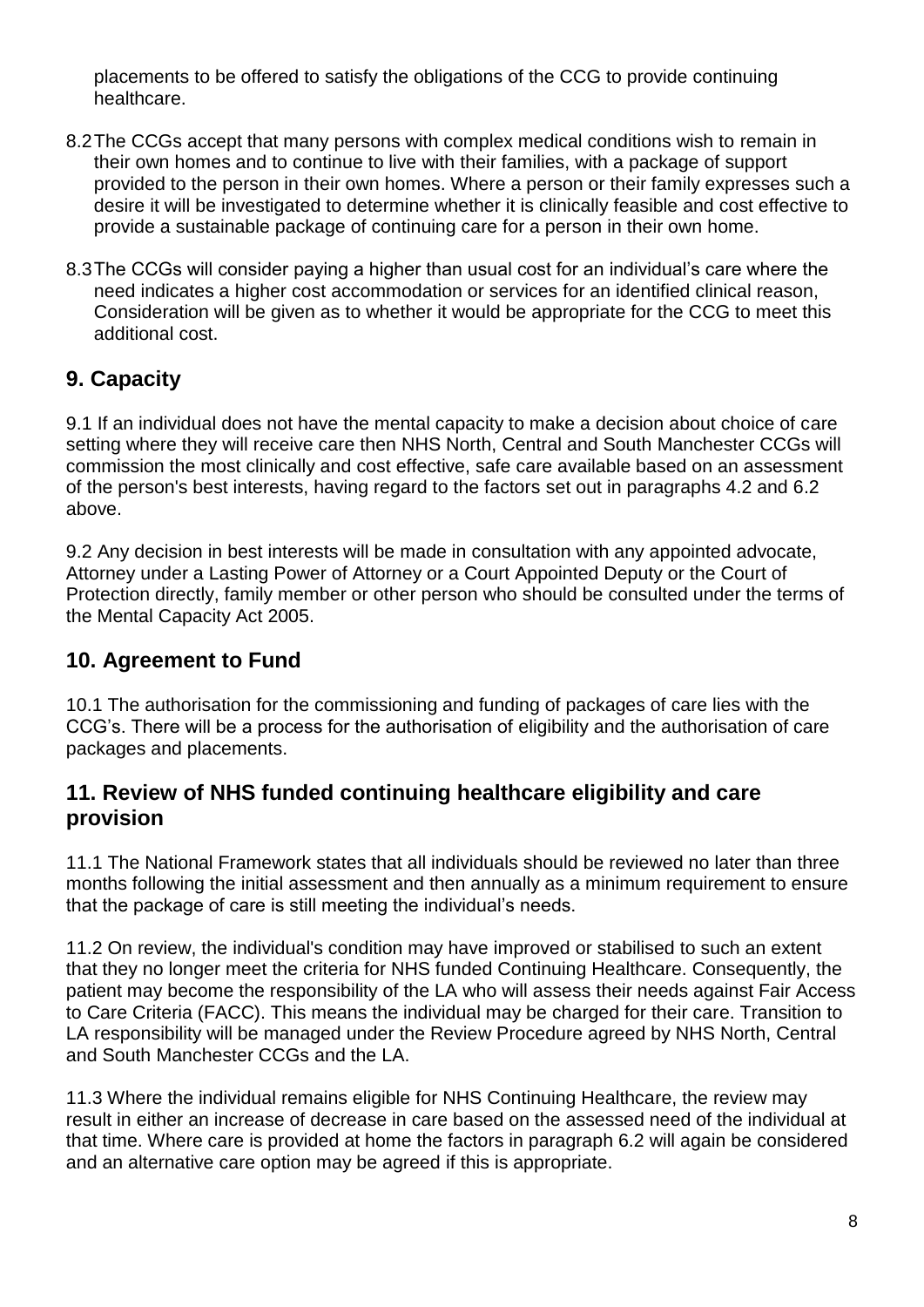placements to be offered to satisfy the obligations of the CCG to provide continuing healthcare.

8.2 The CCGs accept that many persons with complex medical conditions wish to remain in their own homes and to continue to live with their families, with a package of support provided to the person in their own homes. Where a person or their family expresses such a desire it will be investigated to determine whether it is clinically feasible and cost effective to provide a sustainable package of continuing care for a person in their own home.

8.3 The CCGs will consider paying a higher than usual cost for an individual's care where the need indicates a higher cost accommodation or services for an identified clinical reason, Consideration will be given as to whether it would be appropriate for the CCG to meet this additional cost.

## 9. Capacity

9.1 If an individual does not have the mental capacity to make a decision about choice of care setting where they will receive care then NHS North, Central and South Manchester CCGs will commission the most clinically and cost effective, safe care available based on an assessment of the person's best interests, having regard to the factors set out in paragraphs 4.2 and 6.2 above.

9.2 Any decision in best interests will be made in consultation with any appointed advocate, Attorney under a Lasting Power of Attorney or a Court Appointed Deputy or the Court of Protection directly, family member or other person who should be consulted under the terms of the Mental Capacity Act 2005.

## 10. Agreement to Fund

10.1 The authorisation for the commissioning and funding of packages of care lies with the CCG's. There will be a process for the authorisation of eligibility and the authorisation of care packages and placements.

## 11. Review of NHS funded continuing healthcare eligibility and care provision

11.1 The National Framework states that all individuals should be reviewed no later than three months following the initial assessment and then annually as a minimum requirement to ensure that the package of care is still meeting the individual's needs.

11.2 On review, the individual's condition may have improved or stabilised to such an extent that they no longer meet the criteria for NHS funded Continuing Healthcare. Consequently, the patient may become the responsibility of the LA who will assess their needs against Fair Access to Care Criteria (FACC). This means the individual may be charged for their care. Transition to LA responsibility will be managed under the Review Procedure agreed by NHS North, Central and South Manchester CCGs and the LA.

11.3 Where the individual remains eligible for NHS Continuing Healthcare, the review may result in either an increase of decrease in care based on the assessed need of the individual at that time. Where care is provided at home the factors in paragraph 6.2 will again be considered and an alternative care option may be agreed if this is appropriate.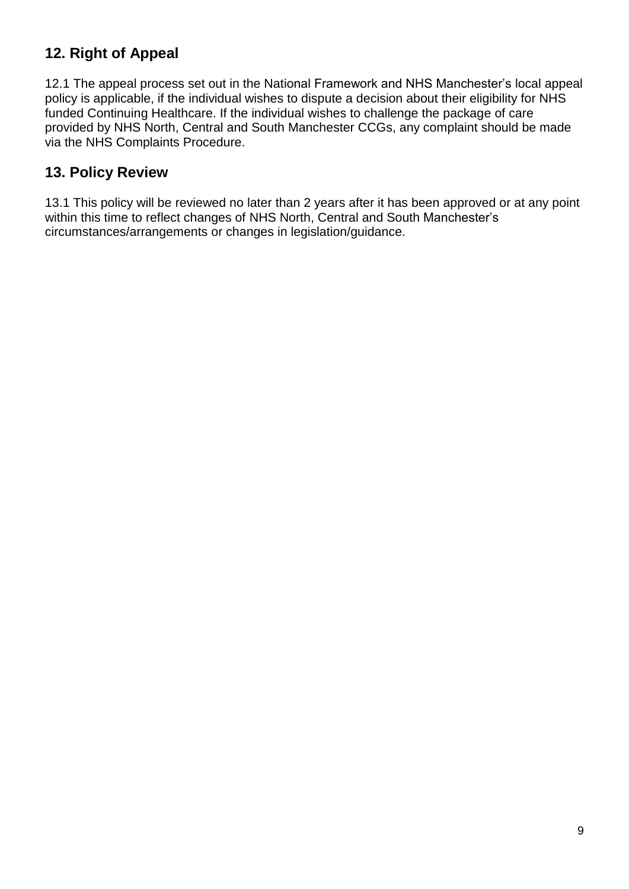## 12. Right of Appeal

12.1 The appeal process set out in the National Framework and NHS Manchester's local appeal policy is applicable, if the individual wishes to dispute a decision about their eligibility for NHS funded Continuing Healthcare. If the individual wishes to challenge the package of care provided by NHS North, Central and South Manchester CCGs, any complaint should be made via the NHS Complaints Procedure.

## 13. Policy Review

13.1 This policy will be reviewed no later than 2 years after it has been approved or at any point within this time to reflect changes of NHS North, Central and South Manchester's circumstances/arrangements or changes in legislation/guidance.